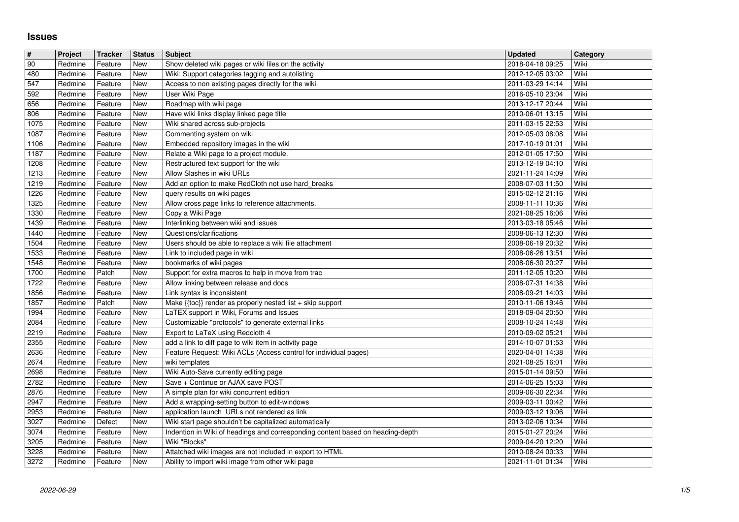# Issues

| # | Project | Tracker | Status | Subject | Updated | Category |
|---|---|---|---|---|---|---|
| 90 | Redmine | Feature | New | Show deleted wiki pages or wiki files on the activity | 2018-04-18 09:25 | Wiki |
| 480 | Redmine | Feature | New | Wiki: Support categories tagging and autolisting | 2012-12-05 03:02 | Wiki |
| 547 | Redmine | Feature | New | Access to non existing pages directly for the wiki | 2011-03-29 14:14 | Wiki |
| 592 | Redmine | Feature | New | User Wiki Page | 2016-05-10 23:04 | Wiki |
| 656 | Redmine | Feature | New | Roadmap with wiki page | 2013-12-17 20:44 | Wiki |
| 806 | Redmine | Feature | New | Have wiki links display linked page title | 2010-06-01 13:15 | Wiki |
| 1075 | Redmine | Feature | New | Wiki shared across sub-projects | 2011-03-15 22:53 | Wiki |
| 1087 | Redmine | Feature | New | Commenting system on wiki | 2012-05-03 08:08 | Wiki |
| 1106 | Redmine | Feature | New | Embedded repository images in the wiki | 2017-10-19 01:01 | Wiki |
| 1187 | Redmine | Feature | New | Relate a Wiki page to a project module. | 2012-01-05 17:50 | Wiki |
| 1208 | Redmine | Feature | New | Restructured text support for the wiki | 2013-12-19 04:10 | Wiki |
| 1213 | Redmine | Feature | New | Allow Slashes in wiki URLs | 2021-11-24 14:09 | Wiki |
| 1219 | Redmine | Feature | New | Add an option to make RedCloth not use hard_breaks | 2008-07-03 11:50 | Wiki |
| 1226 | Redmine | Feature | New | query results on wiki pages | 2015-02-12 21:16 | Wiki |
| 1325 | Redmine | Feature | New | Allow cross page links to reference attachments. | 2008-11-11 10:36 | Wiki |
| 1330 | Redmine | Feature | New | Copy a Wiki Page | 2021-08-25 16:06 | Wiki |
| 1439 | Redmine | Feature | New | Interlinking between wiki and issues | 2013-03-18 05:46 | Wiki |
| 1440 | Redmine | Feature | New | Questions/clarifications | 2008-06-13 12:30 | Wiki |
| 1504 | Redmine | Feature | New | Users should be able to replace a wiki file attachment | 2008-06-19 20:32 | Wiki |
| 1533 | Redmine | Feature | New | Link to included page in wiki | 2008-06-26 13:51 | Wiki |
| 1548 | Redmine | Feature | New | bookmarks of wiki pages | 2008-06-30 20:27 | Wiki |
| 1700 | Redmine | Patch | New | Support for extra macros to help in move from trac | 2011-12-05 10:20 | Wiki |
| 1722 | Redmine | Feature | New | Allow linking between release and docs | 2008-07-31 14:38 | Wiki |
| 1856 | Redmine | Feature | New | Link syntax is inconsistent | 2008-09-21 14:03 | Wiki |
| 1857 | Redmine | Patch | New | Make {{toc}} render as properly nested list + skip support | 2010-11-06 19:46 | Wiki |
| 1994 | Redmine | Feature | New | LaTEX support in Wiki, Forums and Issues | 2018-09-04 20:50 | Wiki |
| 2084 | Redmine | Feature | New | Customizable "protocols" to generate external links | 2008-10-24 14:48 | Wiki |
| 2219 | Redmine | Feature | New | Export to LaTeX using Redcloth 4 | 2010-09-02 05:21 | Wiki |
| 2355 | Redmine | Feature | New | add a link to diff page to wiki item in activity page | 2014-10-07 01:53 | Wiki |
| 2636 | Redmine | Feature | New | Feature Request: Wiki ACLs (Access control for individual pages) | 2020-04-01 14:38 | Wiki |
| 2674 | Redmine | Feature | New | wiki templates | 2021-08-25 16:01 | Wiki |
| 2698 | Redmine | Feature | New | Wiki Auto-Save currently editing page | 2015-01-14 09:50 | Wiki |
| 2782 | Redmine | Feature | New | Save + Continue or AJAX save POST | 2014-06-25 15:03 | Wiki |
| 2876 | Redmine | Feature | New | A simple plan for wiki concurrent edition | 2009-06-30 22:34 | Wiki |
| 2947 | Redmine | Feature | New | Add a wrapping-setting button to edit-windows | 2009-03-11 00:42 | Wiki |
| 2953 | Redmine | Feature | New | application launch URLs not rendered as link | 2009-03-12 19:06 | Wiki |
| 3027 | Redmine | Defect | New | Wiki start page shouldn't be capitalized automatically | 2013-02-06 10:34 | Wiki |
| 3074 | Redmine | Feature | New | Indention in Wiki of headings and corresponding content based on heading-depth | 2015-01-27 20:24 | Wiki |
| 3205 | Redmine | Feature | New | Wiki "Blocks" | 2009-04-20 12:20 | Wiki |
| 3228 | Redmine | Feature | New | Attatched wiki images are not included in export to HTML | 2010-08-24 00:33 | Wiki |
| 3272 | Redmine | Feature | New | Ability to import wiki image from other wiki page | 2021-11-01 01:34 | Wiki |

2022-06-29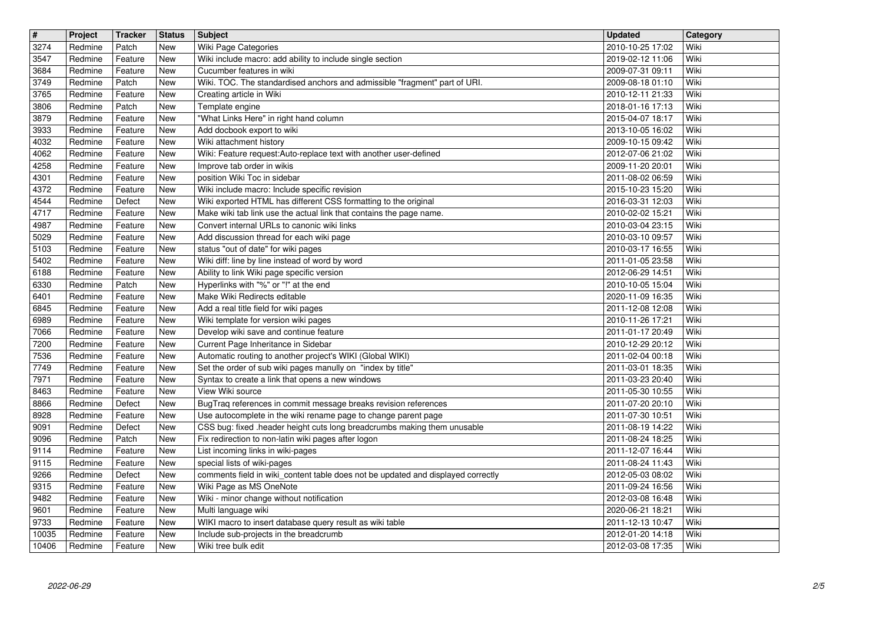| # | Project | Tracker | Status | Subject | Updated | Category |
|---|---|---|---|---|---|---|
| 3274 | Redmine | Patch | New | Wiki Page Categories | 2010-10-25 17:02 | Wiki |
| 3547 | Redmine | Feature | New | Wiki include macro: add ability to include single section | 2019-02-12 11:06 | Wiki |
| 3684 | Redmine | Feature | New | Cucumber features in wiki | 2009-07-31 09:11 | Wiki |
| 3749 | Redmine | Patch | New | Wiki. TOC. The standardised anchors and admissible "fragment" part of URI. | 2009-08-18 01:10 | Wiki |
| 3765 | Redmine | Feature | New | Creating article in Wiki | 2010-12-11 21:33 | Wiki |
| 3806 | Redmine | Patch | New | Template engine | 2018-01-16 17:13 | Wiki |
| 3879 | Redmine | Feature | New | "What Links Here" in right hand column | 2015-04-07 18:17 | Wiki |
| 3933 | Redmine | Feature | New | Add docbook export to wiki | 2013-10-05 16:02 | Wiki |
| 4032 | Redmine | Feature | New | Wiki attachment history | 2009-10-15 09:42 | Wiki |
| 4062 | Redmine | Feature | New | Wiki: Feature request:Auto-replace text with another user-defined | 2012-07-06 21:02 | Wiki |
| 4258 | Redmine | Feature | New | Improve tab order in wikis | 2009-11-20 20:01 | Wiki |
| 4301 | Redmine | Feature | New | position Wiki Toc in sidebar | 2011-08-02 06:59 | Wiki |
| 4372 | Redmine | Feature | New | Wiki include macro: Include specific revision | 2015-10-23 15:20 | Wiki |
| 4544 | Redmine | Defect | New | Wiki exported HTML has different CSS formatting to the original | 2016-03-31 12:03 | Wiki |
| 4717 | Redmine | Feature | New | Make wiki tab link use the actual link that contains the page name. | 2010-02-02 15:21 | Wiki |
| 4987 | Redmine | Feature | New | Convert internal URLs to canonic wiki links | 2010-03-04 23:15 | Wiki |
| 5029 | Redmine | Feature | New | Add discussion thread for each wiki page | 2010-03-10 09:57 | Wiki |
| 5103 | Redmine | Feature | New | status "out of date" for wiki pages | 2010-03-17 16:55 | Wiki |
| 5402 | Redmine | Feature | New | Wiki diff: line by line instead of word by word | 2011-01-05 23:58 | Wiki |
| 6188 | Redmine | Feature | New | Ability to link Wiki page specific version | 2012-06-29 14:51 | Wiki |
| 6330 | Redmine | Patch | New | Hyperlinks with "%" or "!" at the end | 2010-10-05 15:04 | Wiki |
| 6401 | Redmine | Feature | New | Make Wiki Redirects editable | 2020-11-09 16:35 | Wiki |
| 6845 | Redmine | Feature | New | Add a real title field for wiki pages | 2011-12-08 12:08 | Wiki |
| 6989 | Redmine | Feature | New | Wiki template for version wiki pages | 2010-11-26 17:21 | Wiki |
| 7066 | Redmine | Feature | New | Develop wiki save and continue feature | 2011-01-17 20:49 | Wiki |
| 7200 | Redmine | Feature | New | Current Page Inheritance in Sidebar | 2010-12-29 20:12 | Wiki |
| 7536 | Redmine | Feature | New | Automatic routing to another project's WIKI (Global WIKI) | 2011-02-04 00:18 | Wiki |
| 7749 | Redmine | Feature | New | Set the order of sub wiki pages manully on "index by title" | 2011-03-01 18:35 | Wiki |
| 7971 | Redmine | Feature | New | Syntax to create a link that opens a new windows | 2011-03-23 20:40 | Wiki |
| 8463 | Redmine | Feature | New | View Wiki source | 2011-05-30 10:55 | Wiki |
| 8866 | Redmine | Defect | New | BugTraq references in commit message breaks revision references | 2011-07-20 20:10 | Wiki |
| 8928 | Redmine | Feature | New | Use autocomplete in the wiki rename page to change parent page | 2011-07-30 10:51 | Wiki |
| 9091 | Redmine | Defect | New | CSS bug: fixed .header height cuts long breadcrumbs making them unusable | 2011-08-19 14:22 | Wiki |
| 9096 | Redmine | Patch | New | Fix redirection to non-latin wiki pages after logon | 2011-08-24 18:25 | Wiki |
| 9114 | Redmine | Feature | New | List incoming links in wiki-pages | 2011-12-07 16:44 | Wiki |
| 9115 | Redmine | Feature | New | special lists of wiki-pages | 2011-08-24 11:43 | Wiki |
| 9266 | Redmine | Defect | New | comments field in wiki_content table does not be updated and displayed correctly | 2012-05-03 08:02 | Wiki |
| 9315 | Redmine | Feature | New | Wiki Page as MS OneNote | 2011-09-24 16:56 | Wiki |
| 9482 | Redmine | Feature | New | Wiki - minor change without notification | 2012-03-08 16:48 | Wiki |
| 9601 | Redmine | Feature | New | Multi language wiki | 2020-06-21 18:21 | Wiki |
| 9733 | Redmine | Feature | New | WIKI macro to insert database query result as wiki table | 2011-12-13 10:47 | Wiki |
| 10035 | Redmine | Feature | New | Include sub-projects in the breadcrumb | 2012-01-20 14:18 | Wiki |
| 10406 | Redmine | Feature | New | Wiki tree bulk edit | 2012-03-08 17:35 | Wiki |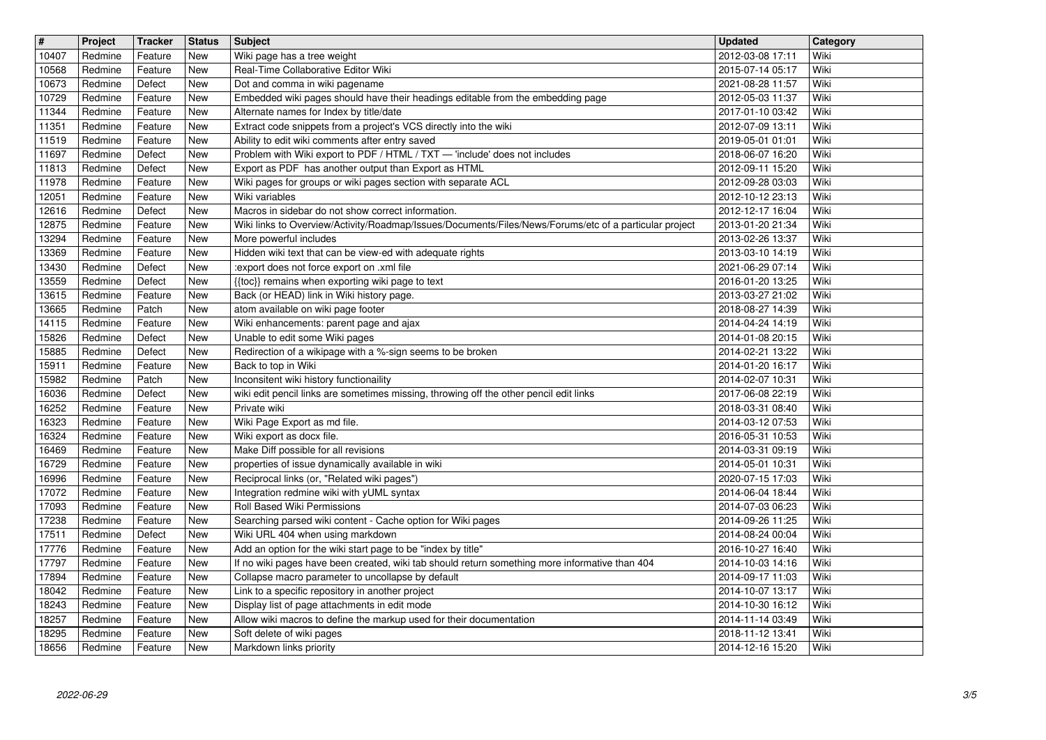| # | Project | Tracker | Status | Subject | Updated | Category |
| --- | --- | --- | --- | --- | --- | --- |
| 10407 | Redmine | Feature | New | Wiki page has a tree weight | 2012-03-08 17:11 | Wiki |
| 10568 | Redmine | Feature | New | Real-Time Collaborative Editor Wiki | 2015-07-14 05:17 | Wiki |
| 10673 | Redmine | Defect | New | Dot and comma in wiki pagename | 2021-08-28 11:57 | Wiki |
| 10729 | Redmine | Feature | New | Embedded wiki pages should have their headings editable from the embedding page | 2012-05-03 11:37 | Wiki |
| 11344 | Redmine | Feature | New | Alternate names for Index by title/date | 2017-01-10 03:42 | Wiki |
| 11351 | Redmine | Feature | New | Extract code snippets from a project's VCS directly into the wiki | 2012-07-09 13:11 | Wiki |
| 11519 | Redmine | Feature | New | Ability to edit wiki comments after entry saved | 2019-05-01 01:01 | Wiki |
| 11697 | Redmine | Defect | New | Problem with Wiki export to PDF / HTML / TXT — 'include' does not includes | 2018-06-07 16:20 | Wiki |
| 11813 | Redmine | Defect | New | Export as PDF has another output than Export as HTML | 2012-09-11 15:20 | Wiki |
| 11978 | Redmine | Feature | New | Wiki pages for groups or wiki pages section with separate ACL | 2012-09-28 03:03 | Wiki |
| 12051 | Redmine | Feature | New | Wiki variables | 2012-10-12 23:13 | Wiki |
| 12616 | Redmine | Defect | New | Macros in sidebar do not show correct information. | 2012-12-17 16:04 | Wiki |
| 12875 | Redmine | Feature | New | Wiki links to Overview/Activity/Roadmap/Issues/Documents/Files/News/Forums/etc of a particular project | 2013-01-20 21:34 | Wiki |
| 13294 | Redmine | Feature | New | More powerful includes | 2013-02-26 13:37 | Wiki |
| 13369 | Redmine | Feature | New | Hidden wiki text that can be view-ed with adequate rights | 2013-03-10 14:19 | Wiki |
| 13430 | Redmine | Defect | New | :export does not force export on .xml file | 2021-06-29 07:14 | Wiki |
| 13559 | Redmine | Defect | New | {{toc}} remains when exporting wiki page to text | 2016-01-20 13:25 | Wiki |
| 13615 | Redmine | Feature | New | Back (or HEAD) link in Wiki history page. | 2013-03-27 21:02 | Wiki |
| 13665 | Redmine | Patch | New | atom available on wiki page footer | 2018-08-27 14:39 | Wiki |
| 14115 | Redmine | Feature | New | Wiki enhancements: parent page and ajax | 2014-04-24 14:19 | Wiki |
| 15826 | Redmine | Defect | New | Unable to edit some Wiki pages | 2014-01-08 20:15 | Wiki |
| 15885 | Redmine | Defect | New | Redirection of a wikipage with a %-sign seems to be broken | 2014-02-21 13:22 | Wiki |
| 15911 | Redmine | Feature | New | Back to top in Wiki | 2014-01-20 16:17 | Wiki |
| 15982 | Redmine | Patch | New | Inconsitent wiki history functionaility | 2014-02-07 10:31 | Wiki |
| 16036 | Redmine | Defect | New | wiki edit pencil links are sometimes missing, throwing off the other pencil edit links | 2017-06-08 22:19 | Wiki |
| 16252 | Redmine | Feature | New | Private wiki | 2018-03-31 08:40 | Wiki |
| 16323 | Redmine | Feature | New | Wiki Page Export as md file. | 2014-03-12 07:53 | Wiki |
| 16324 | Redmine | Feature | New | Wiki export as docx file. | 2016-05-31 10:53 | Wiki |
| 16469 | Redmine | Feature | New | Make Diff possible for all revisions | 2014-03-31 09:19 | Wiki |
| 16729 | Redmine | Feature | New | properties of issue dynamically available in wiki | 2014-05-01 10:31 | Wiki |
| 16996 | Redmine | Feature | New | Reciprocal links (or, "Related wiki pages") | 2020-07-15 17:03 | Wiki |
| 17072 | Redmine | Feature | New | Integration redmine wiki with yUML syntax | 2014-06-04 18:44 | Wiki |
| 17093 | Redmine | Feature | New | Roll Based Wiki Permissions | 2014-07-03 06:23 | Wiki |
| 17238 | Redmine | Feature | New | Searching parsed wiki content - Cache option for Wiki pages | 2014-09-26 11:25 | Wiki |
| 17511 | Redmine | Defect | New | Wiki URL 404 when using markdown | 2014-08-24 00:04 | Wiki |
| 17776 | Redmine | Feature | New | Add an option for the wiki start page to be "index by title" | 2016-10-27 16:40 | Wiki |
| 17797 | Redmine | Feature | New | If no wiki pages have been created, wiki tab should return something more informative than 404 | 2014-10-03 14:16 | Wiki |
| 17894 | Redmine | Feature | New | Collapse macro parameter to uncollapse by default | 2014-09-17 11:03 | Wiki |
| 18042 | Redmine | Feature | New | Link to a specific repository in another project | 2014-10-07 13:17 | Wiki |
| 18243 | Redmine | Feature | New | Display list of page attachments in edit mode | 2014-10-30 16:12 | Wiki |
| 18257 | Redmine | Feature | New | Allow wiki macros to define the markup used for their documentation | 2014-11-14 03:49 | Wiki |
| 18295 | Redmine | Feature | New | Soft delete of wiki pages | 2018-11-12 13:41 | Wiki |
| 18656 | Redmine | Feature | New | Markdown links priority | 2014-12-16 15:20 | Wiki |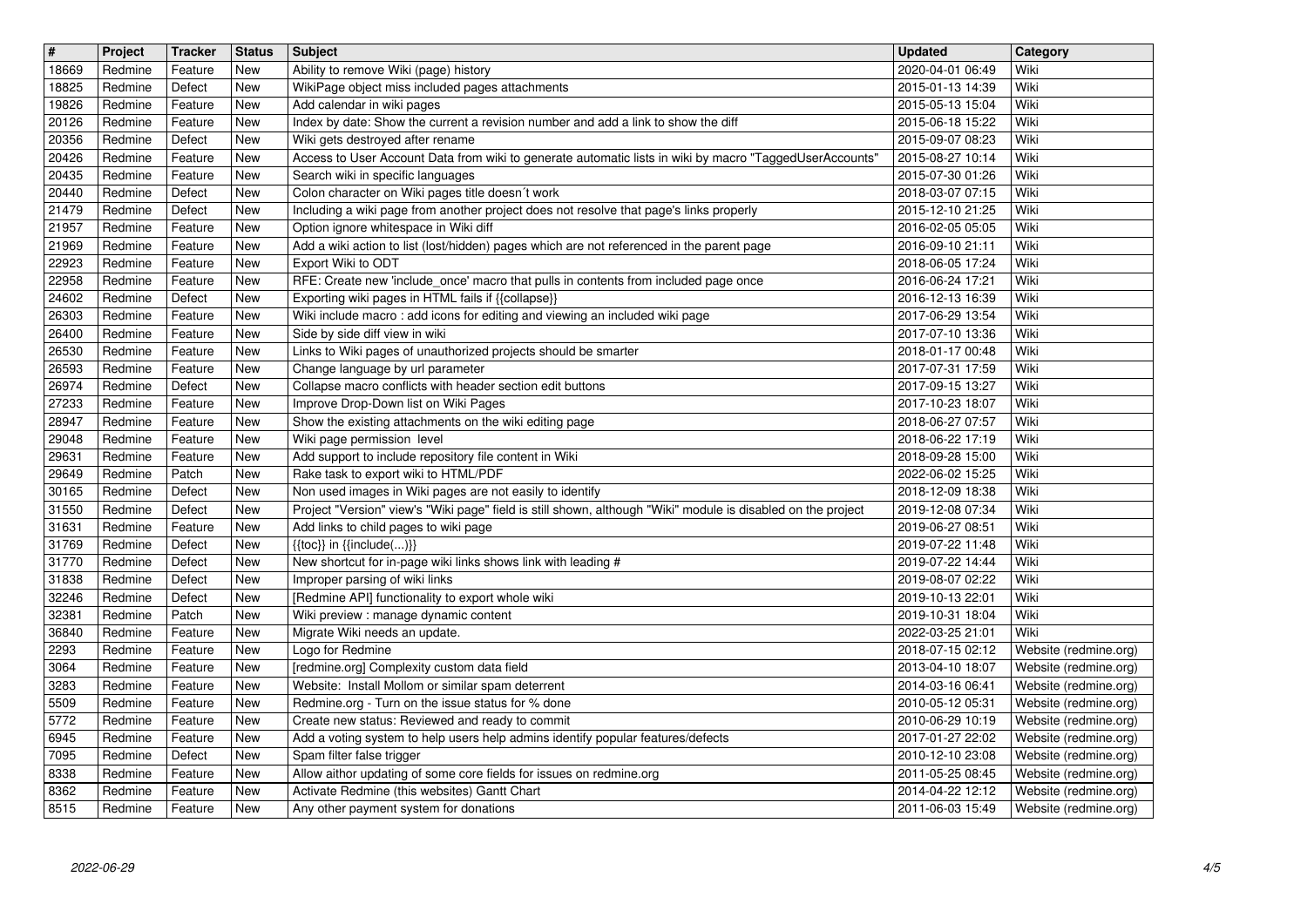| # | Project | Tracker | Status | Subject | Updated | Category |
|---|---|---|---|---|---|---|
| 18669 | Redmine | Feature | New | Ability to remove Wiki (page) history | 2020-04-01 06:49 | Wiki |
| 18825 | Redmine | Defect | New | WikiPage object miss included pages attachments | 2015-01-13 14:39 | Wiki |
| 19826 | Redmine | Feature | New | Add calendar in wiki pages | 2015-05-13 15:04 | Wiki |
| 20126 | Redmine | Feature | New | Index by date: Show the current a revision number and add a link to show the diff | 2015-06-18 15:22 | Wiki |
| 20356 | Redmine | Defect | New | Wiki gets destroyed after rename | 2015-09-07 08:23 | Wiki |
| 20426 | Redmine | Feature | New | Access to User Account Data from wiki to generate automatic lists in wiki by macro "TaggedUserAccounts" | 2015-08-27 10:14 | Wiki |
| 20435 | Redmine | Feature | New | Search wiki in specific languages | 2015-07-30 01:26 | Wiki |
| 20440 | Redmine | Defect | New | Colon character on Wiki pages title doesn´t work | 2018-03-07 07:15 | Wiki |
| 21479 | Redmine | Defect | New | Including a wiki page from another project does not resolve that page's links properly | 2015-12-10 21:25 | Wiki |
| 21957 | Redmine | Feature | New | Option ignore whitespace in Wiki diff | 2016-02-05 05:05 | Wiki |
| 21969 | Redmine | Feature | New | Add a wiki action to list (lost/hidden) pages which are not referenced in the parent page | 2016-09-10 21:11 | Wiki |
| 22923 | Redmine | Feature | New | Export Wiki to ODT | 2018-06-05 17:24 | Wiki |
| 22958 | Redmine | Feature | New | RFE: Create new 'include_once' macro that pulls in contents from included page once | 2016-06-24 17:21 | Wiki |
| 24602 | Redmine | Defect | New | Exporting wiki pages in HTML fails if {{collapse}} | 2016-12-13 16:39 | Wiki |
| 26303 | Redmine | Feature | New | Wiki include macro : add icons for editing and viewing an included wiki page | 2017-06-29 13:54 | Wiki |
| 26400 | Redmine | Feature | New | Side by side diff view in wiki | 2017-07-10 13:36 | Wiki |
| 26530 | Redmine | Feature | New | Links to Wiki pages of unauthorized projects should be smarter | 2018-01-17 00:48 | Wiki |
| 26593 | Redmine | Feature | New | Change language by url parameter | 2017-07-31 17:59 | Wiki |
| 26974 | Redmine | Defect | New | Collapse macro conflicts with header section edit buttons | 2017-09-15 13:27 | Wiki |
| 27233 | Redmine | Feature | New | Improve Drop-Down list on Wiki Pages | 2017-10-23 18:07 | Wiki |
| 28947 | Redmine | Feature | New | Show the existing attachments on the wiki editing page | 2018-06-27 07:57 | Wiki |
| 29048 | Redmine | Feature | New | Wiki page permission level | 2018-06-22 17:19 | Wiki |
| 29631 | Redmine | Feature | New | Add support to include repository file content in Wiki | 2018-09-28 15:00 | Wiki |
| 29649 | Redmine | Patch | New | Rake task to export wiki to HTML/PDF | 2022-06-02 15:25 | Wiki |
| 30165 | Redmine | Defect | New | Non used images in Wiki pages are not easily to identify | 2018-12-09 18:38 | Wiki |
| 31550 | Redmine | Defect | New | Project "Version" view's "Wiki page" field is still shown, although "Wiki" module is disabled on the project | 2019-12-08 07:34 | Wiki |
| 31631 | Redmine | Feature | New | Add links to child pages to wiki page | 2019-06-27 08:51 | Wiki |
| 31769 | Redmine | Defect | New | {{toc}} in {{include(...)}} | 2019-07-22 11:48 | Wiki |
| 31770 | Redmine | Defect | New | New shortcut for in-page wiki links shows link with leading # | 2019-07-22 14:44 | Wiki |
| 31838 | Redmine | Defect | New | Improper parsing of wiki links | 2019-08-07 02:22 | Wiki |
| 32246 | Redmine | Defect | New | [Redmine API] functionality to export whole wiki | 2019-10-13 22:01 | Wiki |
| 32381 | Redmine | Patch | New | Wiki preview : manage dynamic content | 2019-10-31 18:04 | Wiki |
| 36840 | Redmine | Feature | New | Migrate Wiki needs an update. | 2022-03-25 21:01 | Wiki |
| 2293 | Redmine | Feature | New | Logo for Redmine | 2018-07-15 02:12 | Website (redmine.org) |
| 3064 | Redmine | Feature | New | [redmine.org] Complexity custom data field | 2013-04-10 18:07 | Website (redmine.org) |
| 3283 | Redmine | Feature | New | Website: Install Mollom or similar spam deterrent | 2014-03-16 06:41 | Website (redmine.org) |
| 5509 | Redmine | Feature | New | Redmine.org - Turn on the issue status for % done | 2010-05-12 05:31 | Website (redmine.org) |
| 5772 | Redmine | Feature | New | Create new status: Reviewed and ready to commit | 2010-06-29 10:19 | Website (redmine.org) |
| 6945 | Redmine | Feature | New | Add a voting system to help users help admins identify popular features/defects | 2017-01-27 22:02 | Website (redmine.org) |
| 7095 | Redmine | Defect | New | Spam filter false trigger | 2010-12-10 23:08 | Website (redmine.org) |
| 8338 | Redmine | Feature | New | Allow aithor updating of some core fields for issues on redmine.org | 2011-05-25 08:45 | Website (redmine.org) |
| 8362 | Redmine | Feature | New | Activate Redmine (this websites) Gantt Chart | 2014-04-22 12:12 | Website (redmine.org) |
| 8515 | Redmine | Feature | New | Any other payment system for donations | 2011-06-03 15:49 | Website (redmine.org) |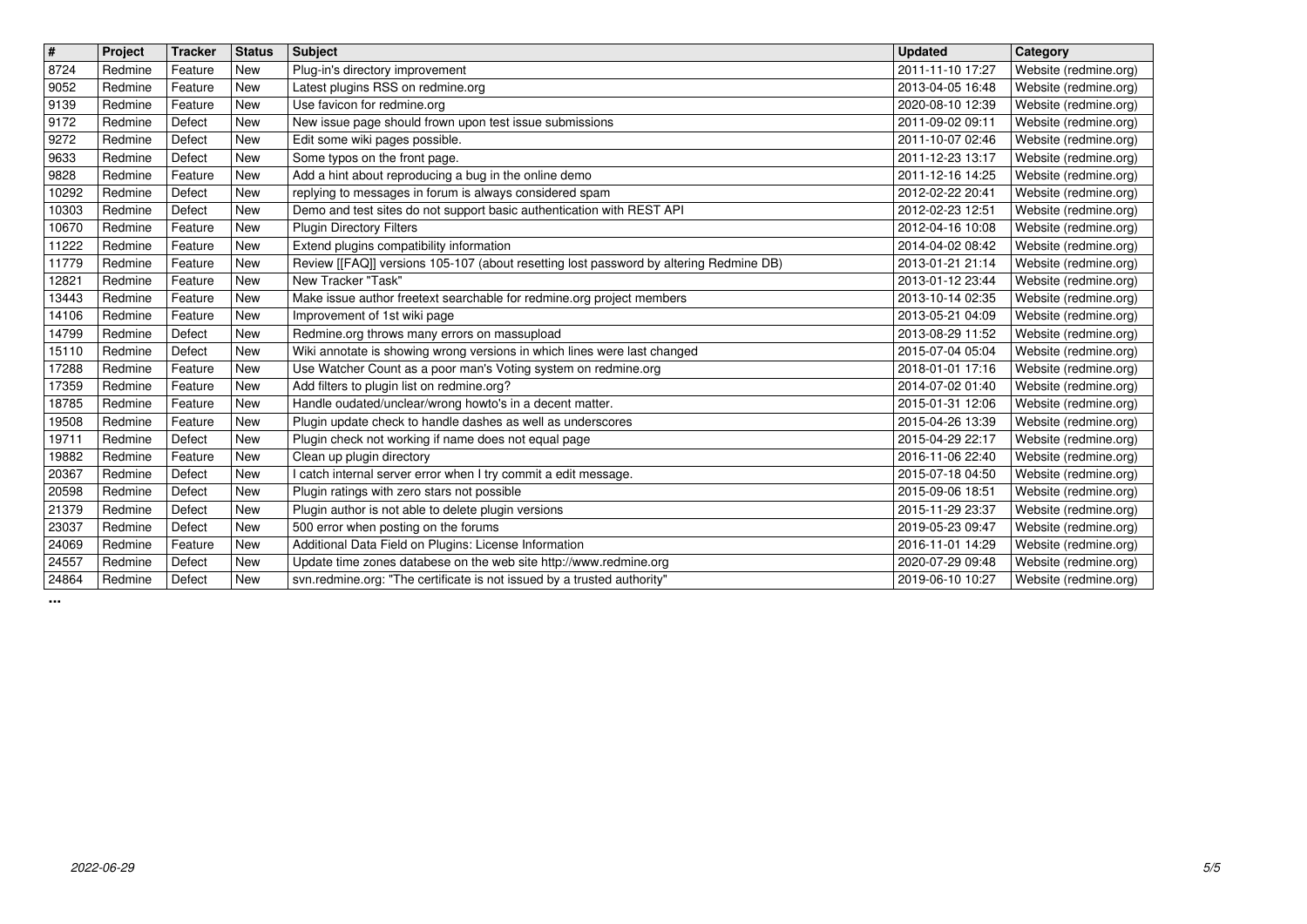| # | Project | Tracker | Status | Subject | Updated | Category |
| --- | --- | --- | --- | --- | --- | --- |
| 8724 | Redmine | Feature | New | Plug-in's directory improvement | 2011-11-10 17:27 | Website (redmine.org) |
| 9052 | Redmine | Feature | New | Latest plugins RSS on redmine.org | 2013-04-05 16:48 | Website (redmine.org) |
| 9139 | Redmine | Feature | New | Use favicon for redmine.org | 2020-08-10 12:39 | Website (redmine.org) |
| 9172 | Redmine | Defect | New | New issue page should frown upon test issue submissions | 2011-09-02 09:11 | Website (redmine.org) |
| 9272 | Redmine | Defect | New | Edit some wiki pages possible. | 2011-10-07 02:46 | Website (redmine.org) |
| 9633 | Redmine | Defect | New | Some typos on the front page. | 2011-12-23 13:17 | Website (redmine.org) |
| 9828 | Redmine | Feature | New | Add a hint about reproducing a bug in the online demo | 2011-12-16 14:25 | Website (redmine.org) |
| 10292 | Redmine | Defect | New | replying to messages in forum is always considered spam | 2012-02-22 20:41 | Website (redmine.org) |
| 10303 | Redmine | Defect | New | Demo and test sites do not support basic authentication with REST API | 2012-02-23 12:51 | Website (redmine.org) |
| 10670 | Redmine | Feature | New | Plugin Directory Filters | 2012-04-16 10:08 | Website (redmine.org) |
| 11222 | Redmine | Feature | New | Extend plugins compatibility information | 2014-04-02 08:42 | Website (redmine.org) |
| 11779 | Redmine | Feature | New | Review [[FAQ]] versions 105-107 (about resetting lost password by altering Redmine DB) | 2013-01-21 21:14 | Website (redmine.org) |
| 12821 | Redmine | Feature | New | New Tracker "Task" | 2013-01-12 23:44 | Website (redmine.org) |
| 13443 | Redmine | Feature | New | Make issue author freetext searchable for redmine.org project members | 2013-10-14 02:35 | Website (redmine.org) |
| 14106 | Redmine | Feature | New | Improvement of 1st wiki page | 2013-05-21 04:09 | Website (redmine.org) |
| 14799 | Redmine | Defect | New | Redmine.org throws many errors on massupload | 2013-08-29 11:52 | Website (redmine.org) |
| 15110 | Redmine | Defect | New | Wiki annotate is showing wrong versions in which lines were last changed | 2015-07-04 05:04 | Website (redmine.org) |
| 17288 | Redmine | Feature | New | Use Watcher Count as a poor man's Voting system on redmine.org | 2018-01-01 17:16 | Website (redmine.org) |
| 17359 | Redmine | Feature | New | Add filters to plugin list on redmine.org? | 2014-07-02 01:40 | Website (redmine.org) |
| 18785 | Redmine | Feature | New | Handle oudated/unclear/wrong howto's in a decent matter. | 2015-01-31 12:06 | Website (redmine.org) |
| 19508 | Redmine | Feature | New | Plugin update check to handle dashes as well as underscores | 2015-04-26 13:39 | Website (redmine.org) |
| 19711 | Redmine | Defect | New | Plugin check not working if name does not equal page | 2015-04-29 22:17 | Website (redmine.org) |
| 19882 | Redmine | Feature | New | Clean up plugin directory | 2016-11-06 22:40 | Website (redmine.org) |
| 20367 | Redmine | Defect | New | I catch internal server error when I try commit a edit message. | 2015-07-18 04:50 | Website (redmine.org) |
| 20598 | Redmine | Defect | New | Plugin ratings with zero stars not possible | 2015-09-06 18:51 | Website (redmine.org) |
| 21379 | Redmine | Defect | New | Plugin author is not able to delete plugin versions | 2015-11-29 23:37 | Website (redmine.org) |
| 23037 | Redmine | Defect | New | 500 error when posting on the forums | 2019-05-23 09:47 | Website (redmine.org) |
| 24069 | Redmine | Feature | New | Additional Data Field on Plugins: License Information | 2016-11-01 14:29 | Website (redmine.org) |
| 24557 | Redmine | Defect | New | Update time zones databese on the web site http://www.redmine.org | 2020-07-29 09:48 | Website (redmine.org) |
| 24864 | Redmine | Defect | New | svn.redmine.org: "The certificate is not issued by a trusted authority" | 2019-06-10 10:27 | Website (redmine.org) |

...